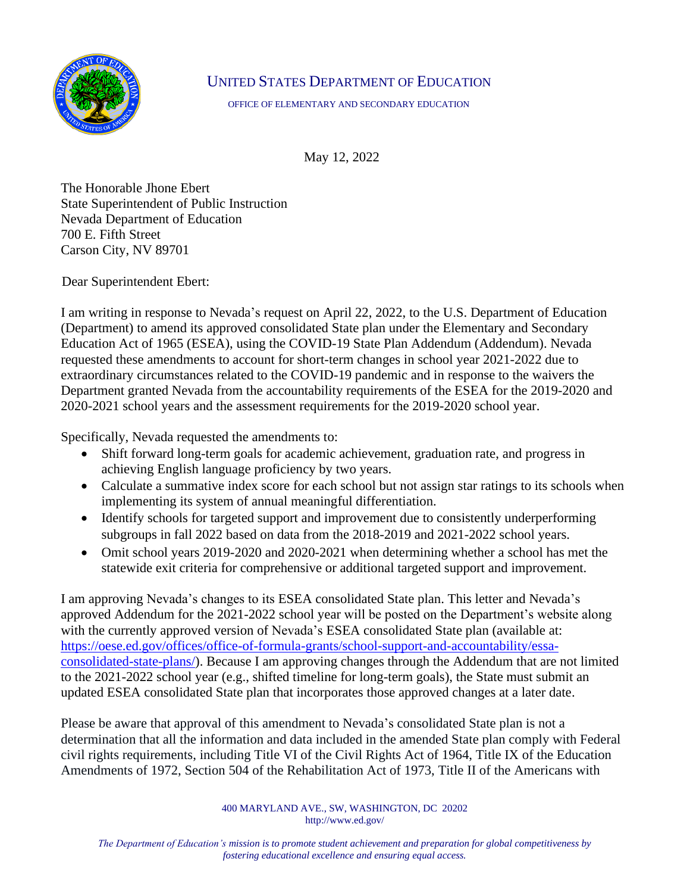# UNITED STATES DEPARTMENT OF EDUCATION

OFFICE OF ELEMENTARY AND SECONDARY EDUCATION

May 12, 2022

The Honorable Jhone Ebert
State Superintendent of Public Instruction
Nevada Department of Education
700 E. Fifth Street
Carson City, NV 89701

Dear Superintendent Ebert:

I am writing in response to Nevada's request on April 22, 2022, to the U.S. Department of Education (Department) to amend its approved consolidated State plan under the Elementary and Secondary Education Act of 1965 (ESEA), using the COVID-19 State Plan Addendum (Addendum). Nevada requested these amendments to account for short-term changes in school year 2021-2022 due to extraordinary circumstances related to the COVID-19 pandemic and in response to the waivers the Department granted Nevada from the accountability requirements of the ESEA for the 2019-2020 and 2020-2021 school years and the assessment requirements for the 2019-2020 school year.

Specifically, Nevada requested the amendments to:

- Shift forward long-term goals for academic achievement, graduation rate, and progress in achieving English language proficiency by two years.
- Calculate a summative index score for each school but not assign star ratings to its schools when implementing its system of annual meaningful differentiation.
- Identify schools for targeted support and improvement due to consistently underperforming subgroups in fall 2022 based on data from the 2018-2019 and 2021-2022 school years.
- Omit school years 2019-2020 and 2020-2021 when determining whether a school has met the statewide exit criteria for comprehensive or additional targeted support and improvement.

I am approving Nevada's changes to its ESEA consolidated State plan. This letter and Nevada's approved Addendum for the 2021-2022 school year will be posted on the Department's website along with the currently approved version of Nevada's ESEA consolidated State plan (available at: https://oese.ed.gov/offices/office-of-formula-grants/school-support-and-accountability/essa-consolidated-state-plans/). Because I am approving changes through the Addendum that are not limited to the 2021-2022 school year (e.g., shifted timeline for long-term goals), the State must submit an updated ESEA consolidated State plan that incorporates those approved changes at a later date.

Please be aware that approval of this amendment to Nevada's consolidated State plan is not a determination that all the information and data included in the amended State plan comply with Federal civil rights requirements, including Title VI of the Civil Rights Act of 1964, Title IX of the Education Amendments of 1972, Section 504 of the Rehabilitation Act of 1973, Title II of the Americans with

400 MARYLAND AVE., SW, WASHINGTON, DC 20202
http://www.ed.gov/

*The Department of Education's mission is to promote student achievement and preparation for global competitiveness by fostering educational excellence and ensuring equal access.*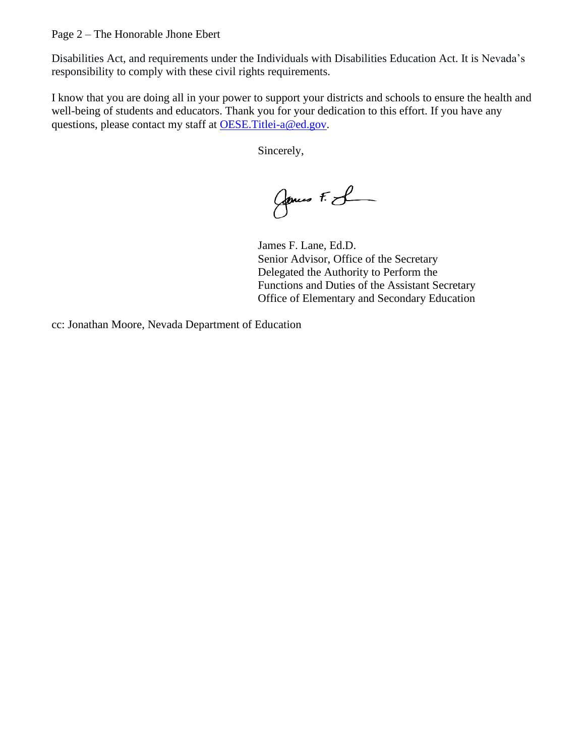Disabilities Act, and requirements under the Individuals with Disabilities Education Act. It is Nevada's responsibility to comply with these civil rights requirements.

I know that you are doing all in your power to support your districts and schools to ensure the health and well-being of students and educators. Thank you for your dedication to this effort. If you have any questions, please contact my staff at OESE.Titlei-a@ed.gov.

Sincerely,

James F. Lane, Ed.D.
Senior Advisor, Office of the Secretary
Delegated the Authority to Perform the
Functions and Duties of the Assistant Secretary
Office of Elementary and Secondary Education

cc: Jonathan Moore, Nevada Department of Education